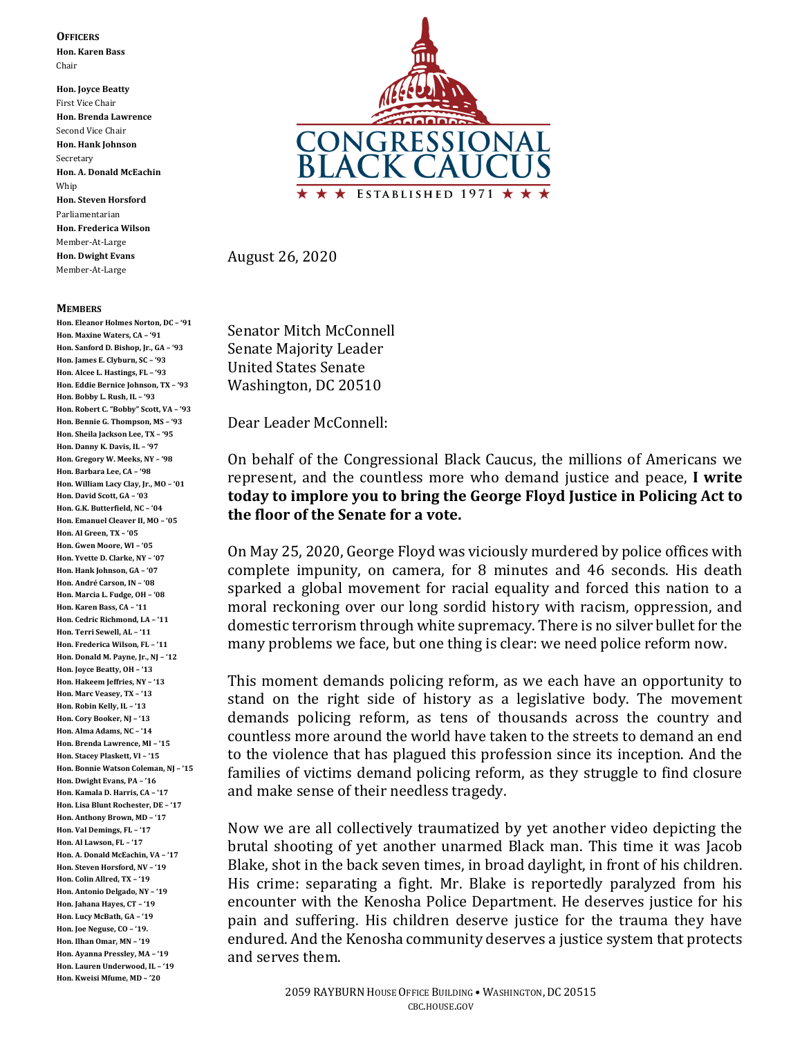**CONGRESSIONAL BLACK CAUCUS**

★ ★ ★ ESTABLISHED 1971 ★ ★ ★

**OFFICERS**

**Hon. Karen Bass**
Chair

**Hon. Joyce Beatty**
First Vice Chair

**Hon. Brenda Lawrence**
Second Vice Chair

**Hon. Hank Johnson**
Secretary

**Hon. A. Donald McEachin**
Whip

**Hon. Steven Horsford**
Parliamentarian

**Hon. Frederica Wilson**
Member-At-Large

**Hon. Dwight Evans**
Member-At-Large

**MEMBERS**

**Hon. Eleanor Holmes Norton, DC – '91**
**Hon. Maxine Waters, CA – '91**
**Hon. Sanford D. Bishop, Jr., GA – '93**
**Hon. James E. Clyburn, SC – '93**
**Hon. Alcee L. Hastings, FL – '93**
**Hon. Eddie Bernice Johnson, TX – '93**
**Hon. Bobby L. Rush, IL – '93**
**Hon. Robert C. "Bobby" Scott, VA – '93**
**Hon. Bennie G. Thompson, MS – '93**
**Hon. Sheila Jackson Lee, TX – '95**
**Hon. Danny K. Davis, IL – '97**
**Hon. Gregory W. Meeks, NY – '98**
**Hon. Barbara Lee, CA – '98**
**Hon. William Lacy Clay, Jr., MO – '01**
**Hon. David Scott, GA – '03**
**Hon. G.K. Butterfield, NC – '04**
**Hon. Emanuel Cleaver II, MO – '05**
**Hon. Al Green, TX – '05**
**Hon. Gwen Moore, WI – '05**
**Hon. Yvette D. Clarke, NY – '07**
**Hon. Hank Johnson, GA – '07**
**Hon. André Carson, IN – '08**
**Hon. Marcia L. Fudge, OH – '08**
**Hon. Karen Bass, CA – '11**
**Hon. Cedric Richmond, LA – '11**
**Hon. Terri Sewell, AL – '11**
**Hon. Frederica Wilson, FL – '11**
**Hon. Donald M. Payne, Jr., NJ – '12**
**Hon. Joyce Beatty, OH – '13**
**Hon. Hakeem Jeffries, NY – '13**
**Hon. Marc Veasey, TX – '13**
**Hon. Robin Kelly, IL – '13**
**Hon. Cory Booker, NJ – '13**
**Hon. Alma Adams, NC – '14**
**Hon. Brenda Lawrence, MI – '15**
**Hon. Stacey Plaskett, VI – '15**
**Hon. Bonnie Watson Coleman, NJ – '15**
**Hon. Dwight Evans, PA – '16**
**Hon. Kamala D. Harris, CA – '17**
**Hon. Lisa Blunt Rochester, DE – '17**
**Hon. Anthony Brown, MD – '17**
**Hon. Val Demings, FL – '17**
**Hon. Al Lawson, FL – '17**
**Hon. A. Donald McEachin, VA – '17**
**Hon. Steven Horsford, NV – '19**
**Hon. Colin Allred, TX – '19**
**Hon. Antonio Delgado, NY – '19**
**Hon. Jahana Hayes, CT – '19**
**Hon. Lucy McBath, GA – '19**
**Hon. Joe Neguse, CO – '19.**
**Hon. Ilhan Omar, MN – '19**
**Hon. Ayanna Pressley, MA – '19**
**Hon. Lauren Underwood, IL – '19**
**Hon. Kweisi Mfume, MD – '20**

August 26, 2020

Senator Mitch McConnell
Senate Majority Leader
United States Senate
Washington, DC 20510

Dear Leader McConnell:

On behalf of the Congressional Black Caucus, the millions of Americans we represent, and the countless more who demand justice and peace, **I write today to implore you to bring the George Floyd Justice in Policing Act to the floor of the Senate for a vote.**

On May 25, 2020, George Floyd was viciously murdered by police offices with complete impunity, on camera, for 8 minutes and 46 seconds. His death sparked a global movement for racial equality and forced this nation to a moral reckoning over our long sordid history with racism, oppression, and domestic terrorism through white supremacy. There is no silver bullet for the many problems we face, but one thing is clear: we need police reform now.

This moment demands policing reform, as we each have an opportunity to stand on the right side of history as a legislative body. The movement demands policing reform, as tens of thousands across the country and countless more around the world have taken to the streets to demand an end to the violence that has plagued this profession since its inception. And the families of victims demand policing reform, as they struggle to find closure and make sense of their needless tragedy.

Now we are all collectively traumatized by yet another video depicting the brutal shooting of yet another unarmed Black man. This time it was Jacob Blake, shot in the back seven times, in broad daylight, in front of his children. His crime: separating a fight. Mr. Blake is reportedly paralyzed from his encounter with the Kenosha Police Department. He deserves justice for his pain and suffering. His children deserve justice for the trauma they have endured. And the Kenosha community deserves a justice system that protects and serves them.

2059 RAYBURN HOUSE OFFICE BUILDING • WASHINGTON, DC 20515
CBC.HOUSE.GOV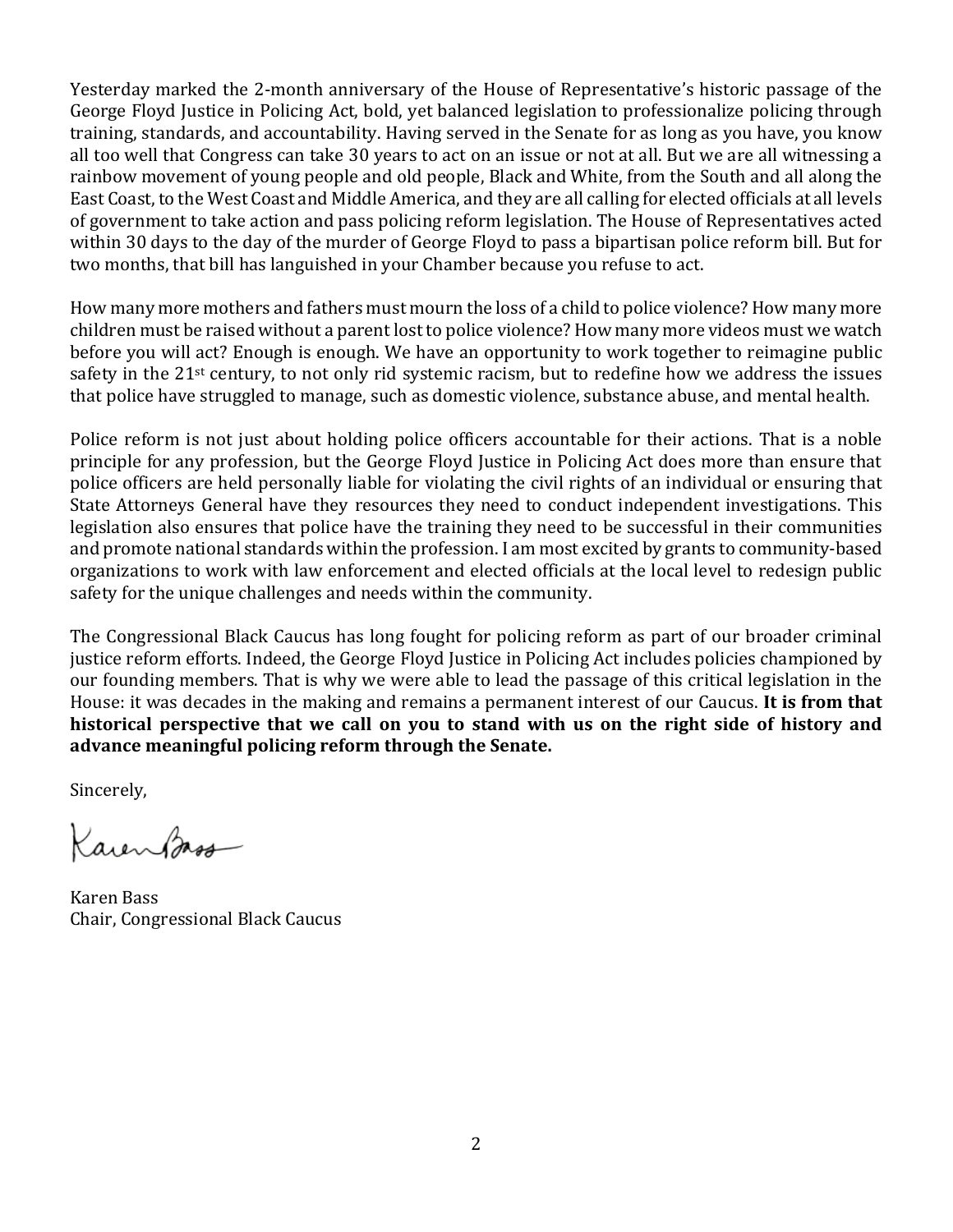Yesterday marked the 2-month anniversary of the House of Representative's historic passage of the George Floyd Justice in Policing Act, bold, yet balanced legislation to professionalize policing through training, standards, and accountability. Having served in the Senate for as long as you have, you know all too well that Congress can take 30 years to act on an issue or not at all. But we are all witnessing a rainbow movement of young people and old people, Black and White, from the South and all along the East Coast, to the West Coast and Middle America, and they are all calling for elected officials at all levels of government to take action and pass policing reform legislation. The House of Representatives acted within 30 days to the day of the murder of George Floyd to pass a bipartisan police reform bill. But for two months, that bill has languished in your Chamber because you refuse to act.

How many more mothers and fathers must mourn the loss of a child to police violence? How many more children must be raised without a parent lost to police violence? How many more videos must we watch before you will act? Enough is enough. We have an opportunity to work together to reimagine public safety in the 21st century, to not only rid systemic racism, but to redefine how we address the issues that police have struggled to manage, such as domestic violence, substance abuse, and mental health.

Police reform is not just about holding police officers accountable for their actions. That is a noble principle for any profession, but the George Floyd Justice in Policing Act does more than ensure that police officers are held personally liable for violating the civil rights of an individual or ensuring that State Attorneys General have they resources they need to conduct independent investigations. This legislation also ensures that police have the training they need to be successful in their communities and promote national standards within the profession. I am most excited by grants to community-based organizations to work with law enforcement and elected officials at the local level to redesign public safety for the unique challenges and needs within the community.

The Congressional Black Caucus has long fought for policing reform as part of our broader criminal justice reform efforts. Indeed, the George Floyd Justice in Policing Act includes policies championed by our founding members. That is why we were able to lead the passage of this critical legislation in the House: it was decades in the making and remains a permanent interest of our Caucus. **It is from that historical perspective that we call on you to stand with us on the right side of history and advance meaningful policing reform through the Senate.**

Sincerely,

Karen Bass

Karen Bass
Chair, Congressional Black Caucus